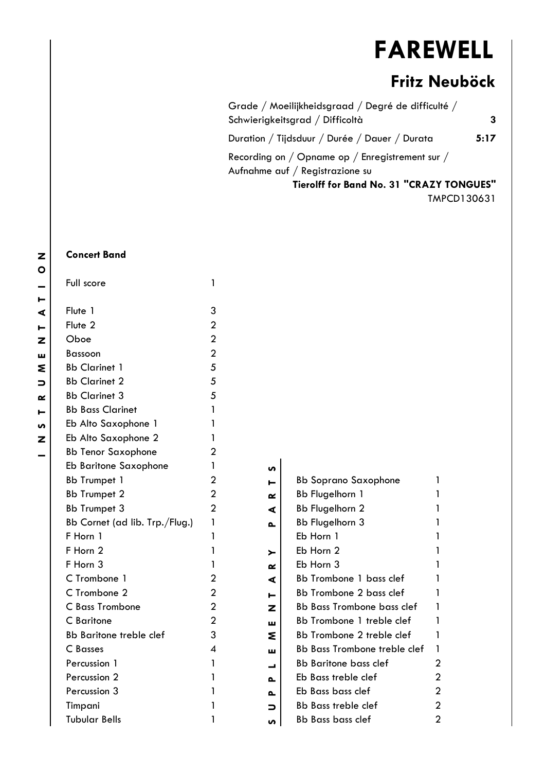# FAREWELL

## Fritz Neuböck

| | |
|---|---|
| Grade / Moeilijkheidsgraad / Degré de difficulté / Schwierigkeitsgrad / Difficoltà | **3** |
| Duration / Tijdsduur / Durée / Dauer / Durata | **5:17** |

Recording on / Opname op / Enregistrement sur / Aufnahme auf / Registrazione su
**Tierolff for Band No. 31 "CRAZY TONGUES"**
TMPCD130631

INSTRUMENTATION

**Concert Band**

| Instrument | Qty |
|---|---|
| Full score | 1 |
| Flute 1 | 3 |
| Flute 2 | 2 |
| Oboe | 2 |
| Bassoon | 2 |
| Bb Clarinet 1 | 5 |
| Bb Clarinet 2 | 5 |
| Bb Clarinet 3 | 5 |
| Bb Bass Clarinet | 1 |
| Eb Alto Saxophone 1 | 1 |
| Eb Alto Saxophone 2 | 1 |
| Bb Tenor Saxophone | 2 |
| Eb Baritone Saxophone | 1 |
| Bb Trumpet 1 | 2 |
| Bb Trumpet 2 | 2 |
| Bb Trumpet 3 | 2 |
| Bb Cornet (ad lib. Trp./Flug.) | 1 |
| F Horn 1 | 1 |
| F Horn 2 | 1 |
| F Horn 3 | 1 |
| C Trombone 1 | 2 |
| C Trombone 2 | 2 |
| C Bass Trombone | 2 |
| C Baritone | 2 |
| Bb Baritone treble clef | 3 |
| C Basses | 4 |
| Percussion 1 | 1 |
| Percussion 2 | 1 |
| Percussion 3 | 1 |
| Timpani | 1 |
| Tubular Bells | 1 |

SUPPLEMENTARY PARTS

| Instrument | Qty |
|---|---|
| Bb Soprano Saxophone | 1 |
| Bb Flugelhorn 1 | 1 |
| Bb Flugelhorn 2 | 1 |
| Bb Flugelhorn 3 | 1 |
| Eb Horn 1 | 1 |
| Eb Horn 2 | 1 |
| Eb Horn 3 | 1 |
| Bb Trombone 1 bass clef | 1 |
| Bb Trombone 2 bass clef | 1 |
| Bb Bass Trombone bass clef | 1 |
| Bb Trombone 1 treble clef | 1 |
| Bb Trombone 2 treble clef | 1 |
| Bb Bass Trombone treble clef | 1 |
| Bb Baritone bass clef | 2 |
| Eb Bass treble clef | 2 |
| Eb Bass bass clef | 2 |
| Bb Bass treble clef | 2 |
| Bb Bass bass clef | 2 |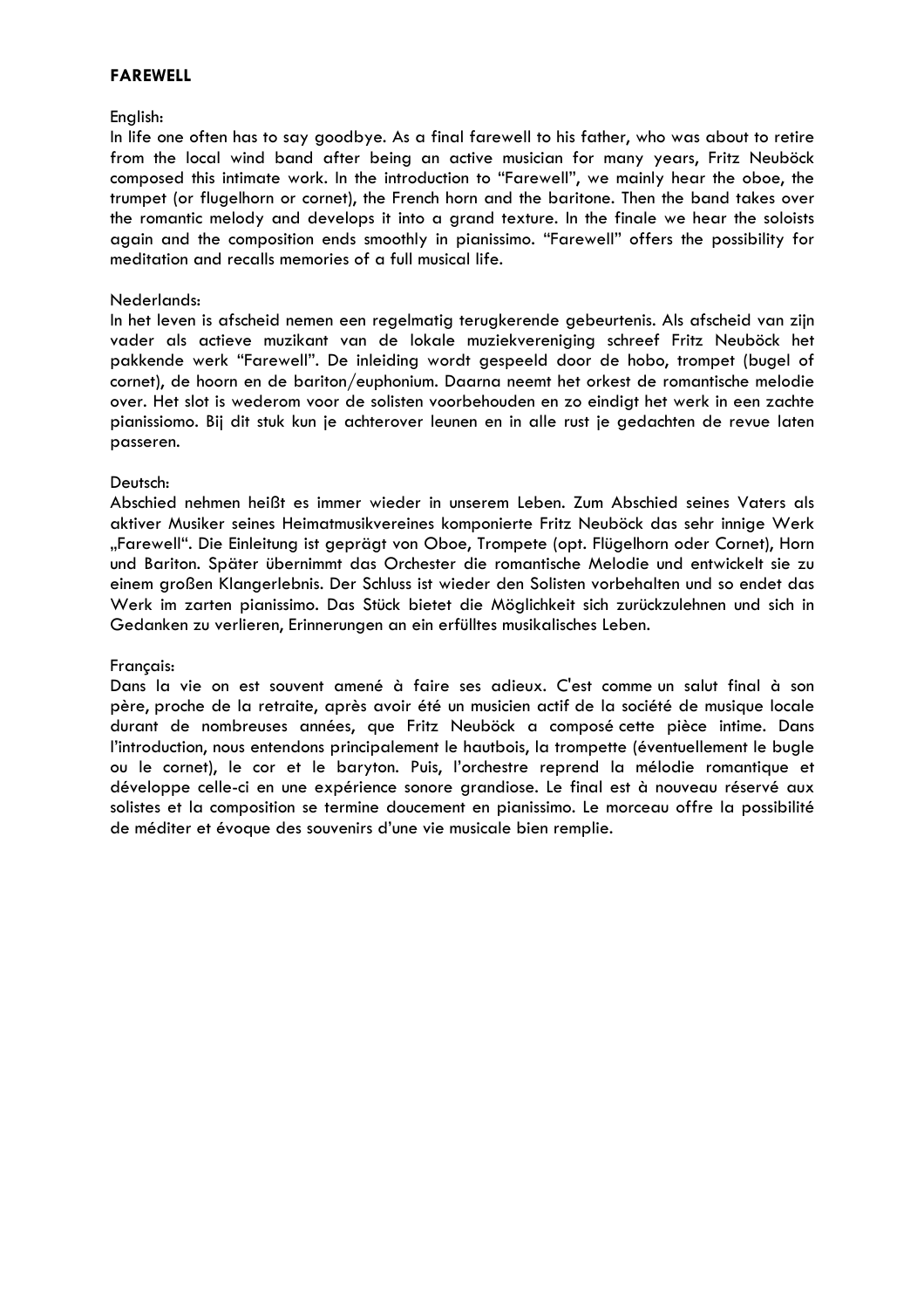**FAREWELL**

English:
In life one often has to say goodbye. As a final farewell to his father, who was about to retire from the local wind band after being an active musician for many years, Fritz Neuböck composed this intimate work. In the introduction to “Farewell”, we mainly hear the oboe, the trumpet (or flugelhorn or cornet), the French horn and the baritone. Then the band takes over the romantic melody and develops it into a grand texture. In the finale we hear the soloists again and the composition ends smoothly in pianissimo. “Farewell” offers the possibility for meditation and recalls memories of a full musical life.

Nederlands:
In het leven is afscheid nemen een regelmatig terugkerende gebeurtenis. Als afscheid van zijn vader als actieve muzikant van de lokale muziekvereniging schreef Fritz Neuböck het pakkende werk “Farewell”. De inleiding wordt gespeeld door de hobo, trompet (bugel of cornet), de hoorn en de bariton/euphonium. Daarna neemt het orkest de romantische melodie over. Het slot is wederom voor de solisten voorbehouden en zo eindigt het werk in een zachte pianissiomo. Bij dit stuk kun je achterover leunen en in alle rust je gedachten de revue laten passeren.

Deutsch:
Abschied nehmen heißt es immer wieder in unserem Leben. Zum Abschied seines Vaters als aktiver Musiker seines Heimatmusikvereines komponierte Fritz Neuböck das sehr innige Werk „Farewell“. Die Einleitung ist geprägt von Oboe, Trompete (opt. Flügelhorn oder Cornet), Horn und Bariton. Später übernimmt das Orchester die romantische Melodie und entwickelt sie zu einem großen Klangerlebnis. Der Schluss ist wieder den Solisten vorbehalten und so endet das Werk im zarten pianissimo. Das Stück bietet die Möglichkeit sich zurückzulehnen und sich in Gedanken zu verlieren, Erinnerungen an ein erfülltes musikalisches Leben.

Français:
Dans la vie on est souvent amené à faire ses adieux. C'est comme un salut final à son père, proche de la retraite, après avoir été un musicien actif de la société de musique locale durant de nombreuses années, que Fritz Neuböck a composé cette pièce intime. Dans l’introduction, nous entendons principalement le hautbois, la trompette (éventuellement le bugle ou le cornet), le cor et le baryton. Puis, l’orchestre reprend la mélodie romantique et développe celle-ci en une expérience sonore grandiose. Le final est à nouveau réservé aux solistes et la composition se termine doucement en pianissimo. Le morceau offre la possibilité de méditer et évoque des souvenirs d’une vie musicale bien remplie.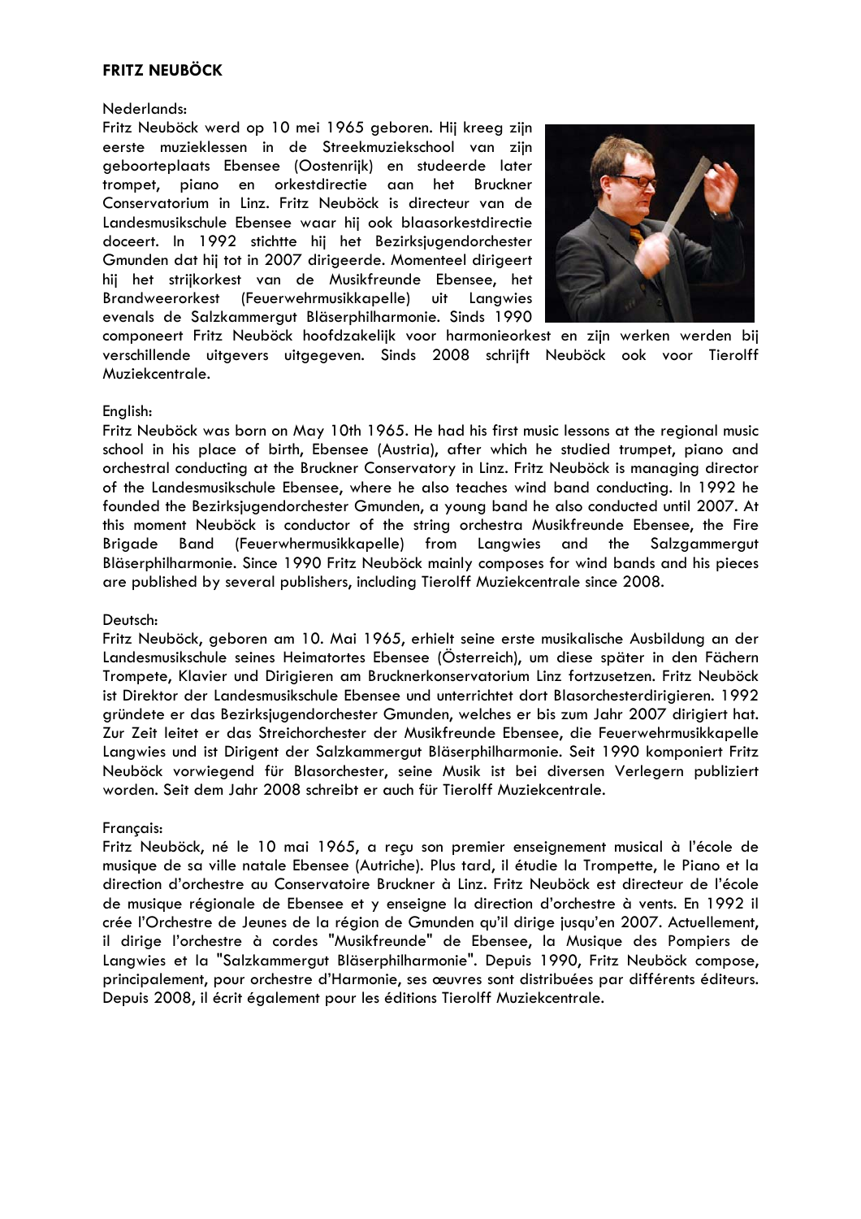**FRITZ NEUBÖCK**

Nederlands:

Fritz Neuböck werd op 10 mei 1965 geboren. Hij kreeg zijn eerste muzieklessen in de Streekmuziekschool van zijn geboorteplaats Ebensee (Oostenrijk) en studeerde later trompet, piano en orkestdirectie aan het Bruckner Conservatorium in Linz. Fritz Neuböck is directeur van de Landesmusikschule Ebensee waar hij ook blaasorkestdirectie doceert. In 1992 stichtte hij het Bezirksjugendorchester Gmunden dat hij tot in 2007 dirigeerde. Momenteel dirigeert hij het strijkorkest van de Musikfreunde Ebensee, het Brandweerorkest (Feuerwehrmusikkapelle) uit Langwies evenals de Salzkammergut Bläserphilharmonie. Sinds 1990 componeert Fritz Neuböck hoofdzakelijk voor harmonieorkest en zijn werken werden bij verschillende uitgevers uitgegeven. Sinds 2008 schrijft Neuböck ook voor Tierolff Muziekcentrale.

English:

Fritz Neuböck was born on May 10th 1965. He had his first music lessons at the regional music school in his place of birth, Ebensee (Austria), after which he studied trumpet, piano and orchestral conducting at the Bruckner Conservatory in Linz. Fritz Neuböck is managing director of the Landesmusikschule Ebensee, where he also teaches wind band conducting. In 1992 he founded the Bezirksjugendorchester Gmunden, a young band he also conducted until 2007. At this moment Neuböck is conductor of the string orchestra Musikfreunde Ebensee, the Fire Brigade Band (Feuerwhermusikkapelle) from Langwies and the Salzgammergut Bläserphilharmonie. Since 1990 Fritz Neuböck mainly composes for wind bands and his pieces are published by several publishers, including Tierolff Muziekcentrale since 2008.

Deutsch:

Fritz Neuböck, geboren am 10. Mai 1965, erhielt seine erste musikalische Ausbildung an der Landesmusikschule seines Heimatortes Ebensee (Österreich), um diese später in den Fächern Trompete, Klavier und Dirigieren am Brucknerkonservatorium Linz fortzusetzen. Fritz Neuböck ist Direktor der Landesmusikschule Ebensee und unterrichtet dort Blasorchesterdirigieren. 1992 gründete er das Bezirksjugendorchester Gmunden, welches er bis zum Jahr 2007 dirigiert hat. Zur Zeit leitet er das Streichorchester der Musikfreunde Ebensee, die Feuerwehrmusikkapelle Langwies und ist Dirigent der Salzkammergut Bläserphilharmonie. Seit 1990 komponiert Fritz Neuböck vorwiegend für Blasorchester, seine Musik ist bei diversen Verlegern publiziert worden. Seit dem Jahr 2008 schreibt er auch für Tierolff Muziekcentrale.

Français:

Fritz Neuböck, né le 10 mai 1965, a reçu son premier enseignement musical à l'école de musique de sa ville natale Ebensee (Autriche). Plus tard, il étudie la Trompette, le Piano et la direction d'orchestre au Conservatoire Bruckner à Linz. Fritz Neuböck est directeur de l'école de musique régionale de Ebensee et y enseigne la direction d'orchestre à vents. En 1992 il crée l'Orchestre de Jeunes de la région de Gmunden qu'il dirige jusqu'en 2007. Actuellement, il dirige l'orchestre à cordes "Musikfreunde" de Ebensee, la Musique des Pompiers de Langwies et la "Salzkammergut Bläserphilharmonie". Depuis 1990, Fritz Neuböck compose, principalement, pour orchestre d'Harmonie, ses œuvres sont distribuées par différents éditeurs. Depuis 2008, il écrit également pour les éditions Tierolff Muziekcentrale.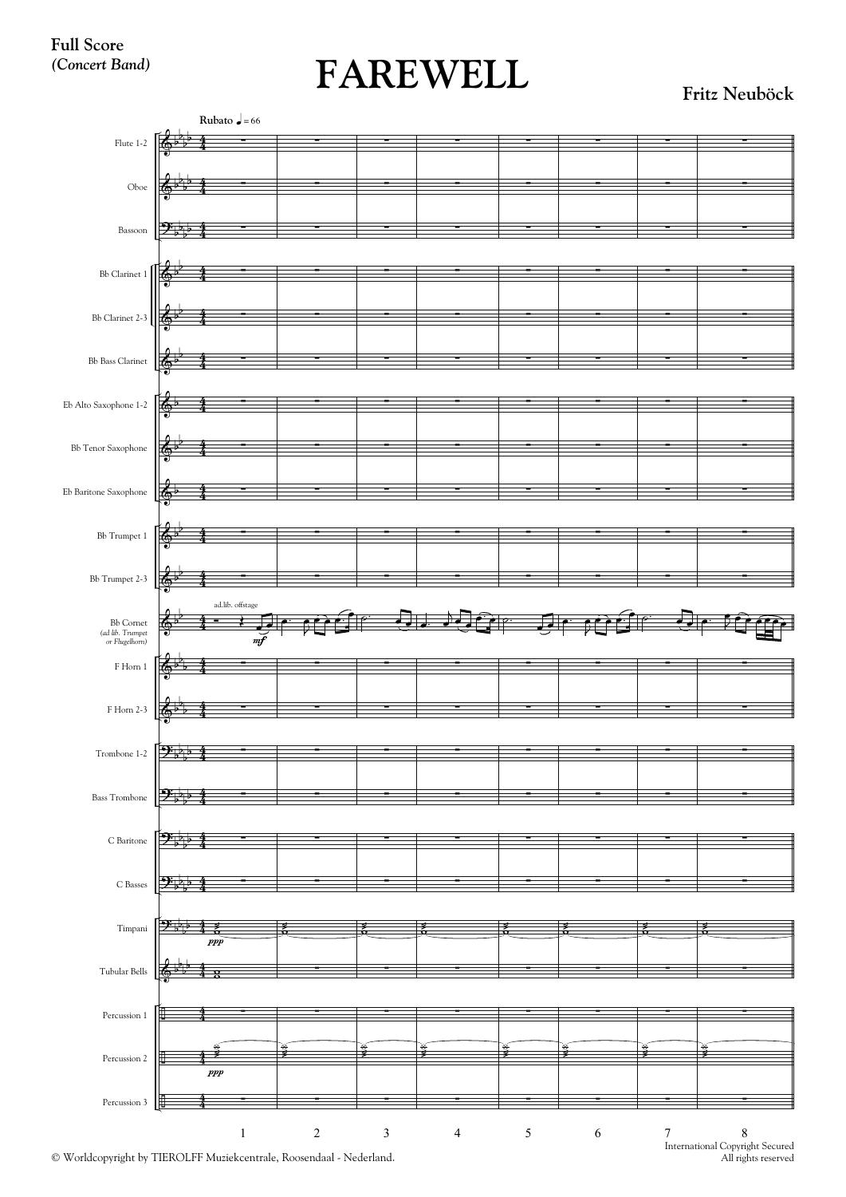**Full Score**
*(Concert Band)*

# FAREWELL

**Fritz Neuböck**

**Rubato** ♩ = 66

Flute 1-2

Oboe

Bassoon

Bb Clarinet 1

Bb Clarinet 2-3

Bb Bass Clarinet

Eb Alto Saxophone 1-2

Bb Tenor Saxophone

Eb Baritone Saxophone

Bb Trumpet 1

Bb Trumpet 2-3

Bb Cornet *(ad lib. Trumpet or Flugelhorn)* — ad.lib. offstage, *mf*

F Horn 1

F Horn 2-3

Trombone 1-2

Bass Trombone

C Baritone

C Basses

Timpani — *ppp*

Tubular Bells

Percussion 1

Percussion 2 — *ppp*

Percussion 3

1 2 3 4 5 6 7 8

© Worldcopyright by TIEROLFF Muziekcentrale, Roosendaal - Nederland.

International Copyright Secured
All rights reserved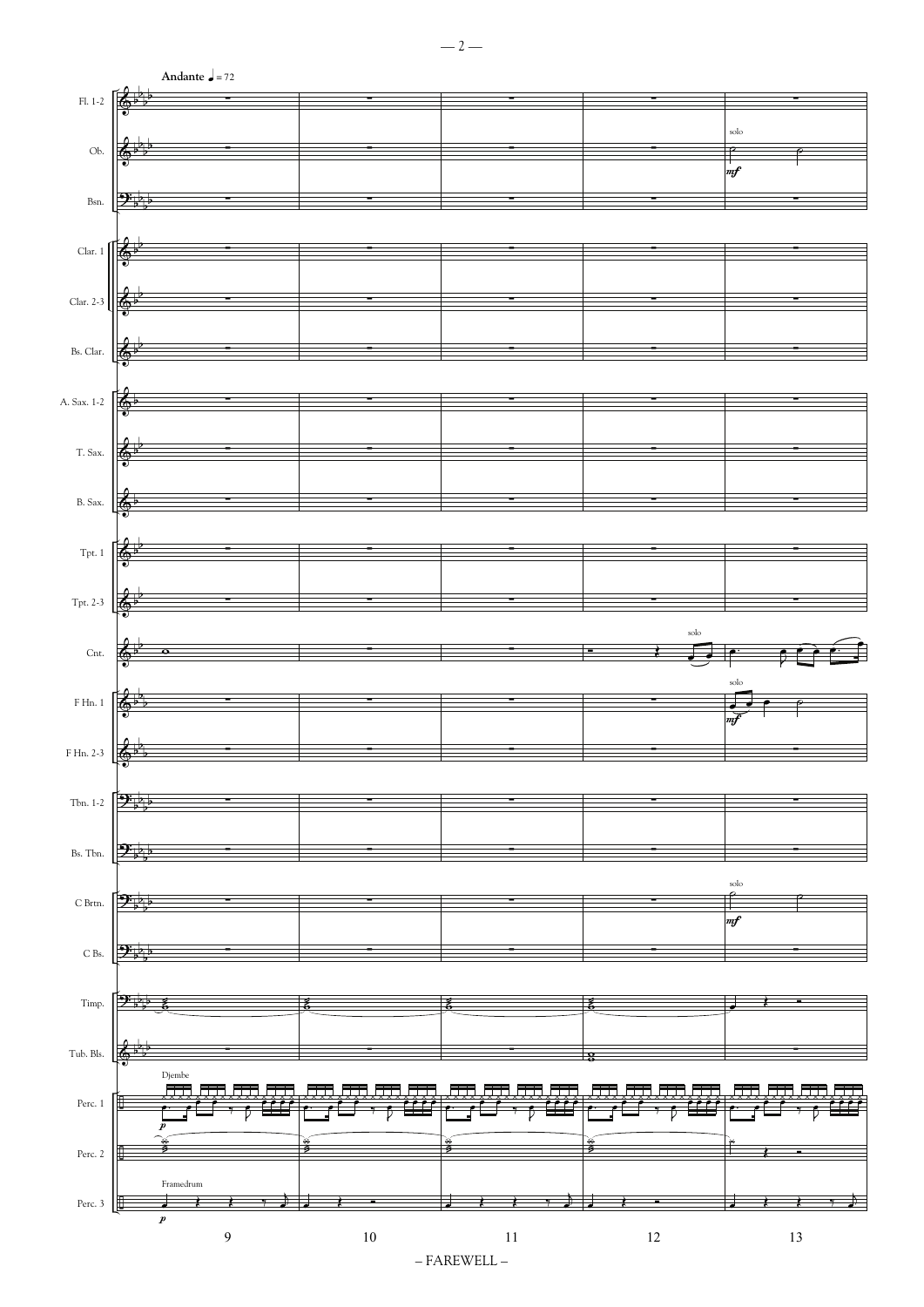**Andante** ♩ = 72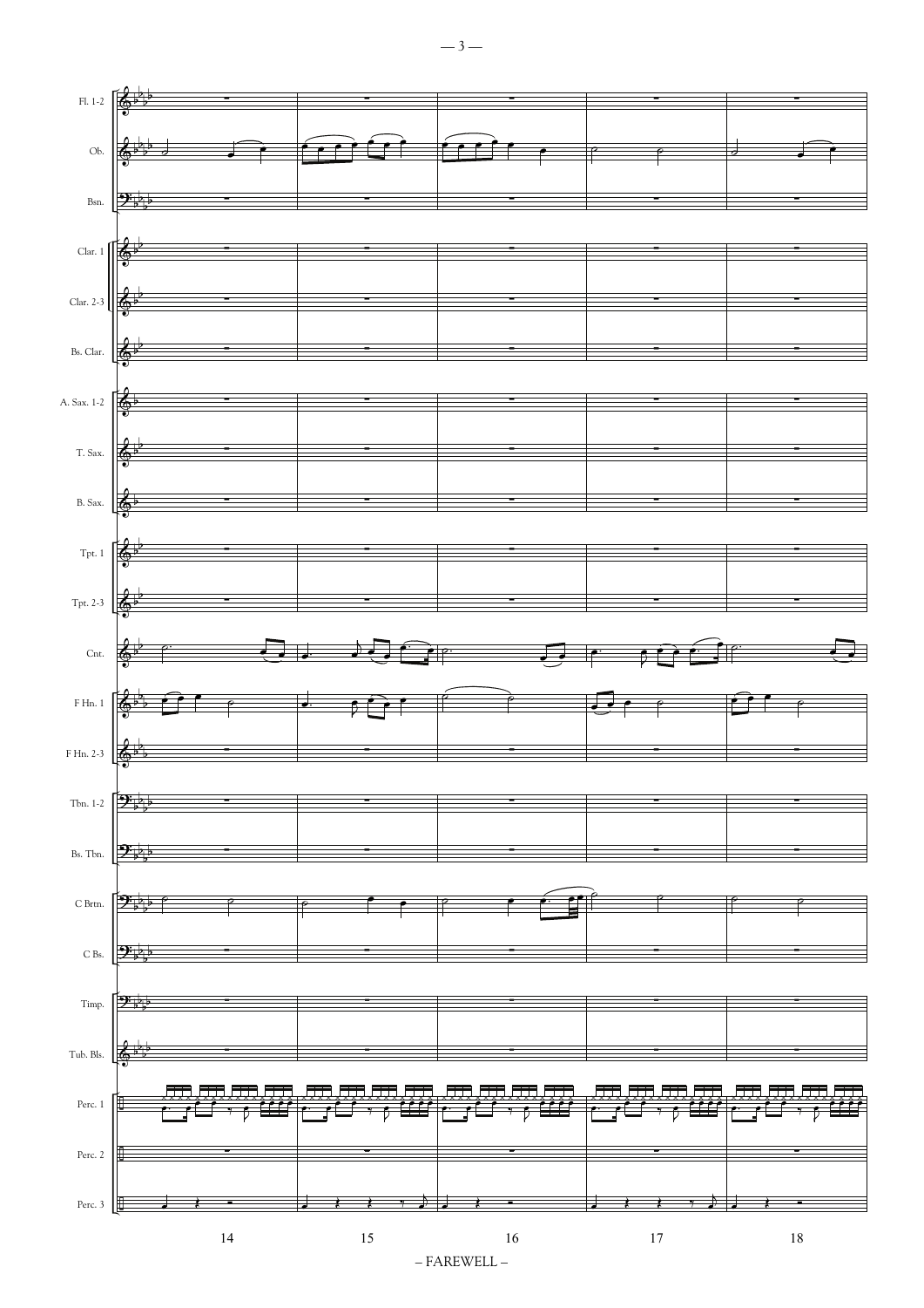Fl. 1-2

Ob.

Bsn.

Clar. 1

Clar. 2-3

Bs. Clar.

A. Sax. 1-2

T. Sax.

B. Sax.

Tpt. 1

Tpt. 2-3

Cnt.

F Hn. 1

F Hn. 2-3

Tbn. 1-2

Bs. Tbn.

C Brtn.

C Bs.

Timp.

Tub. Bls.

Perc. 1

Perc. 2

Perc. 3

14 15 16 17 18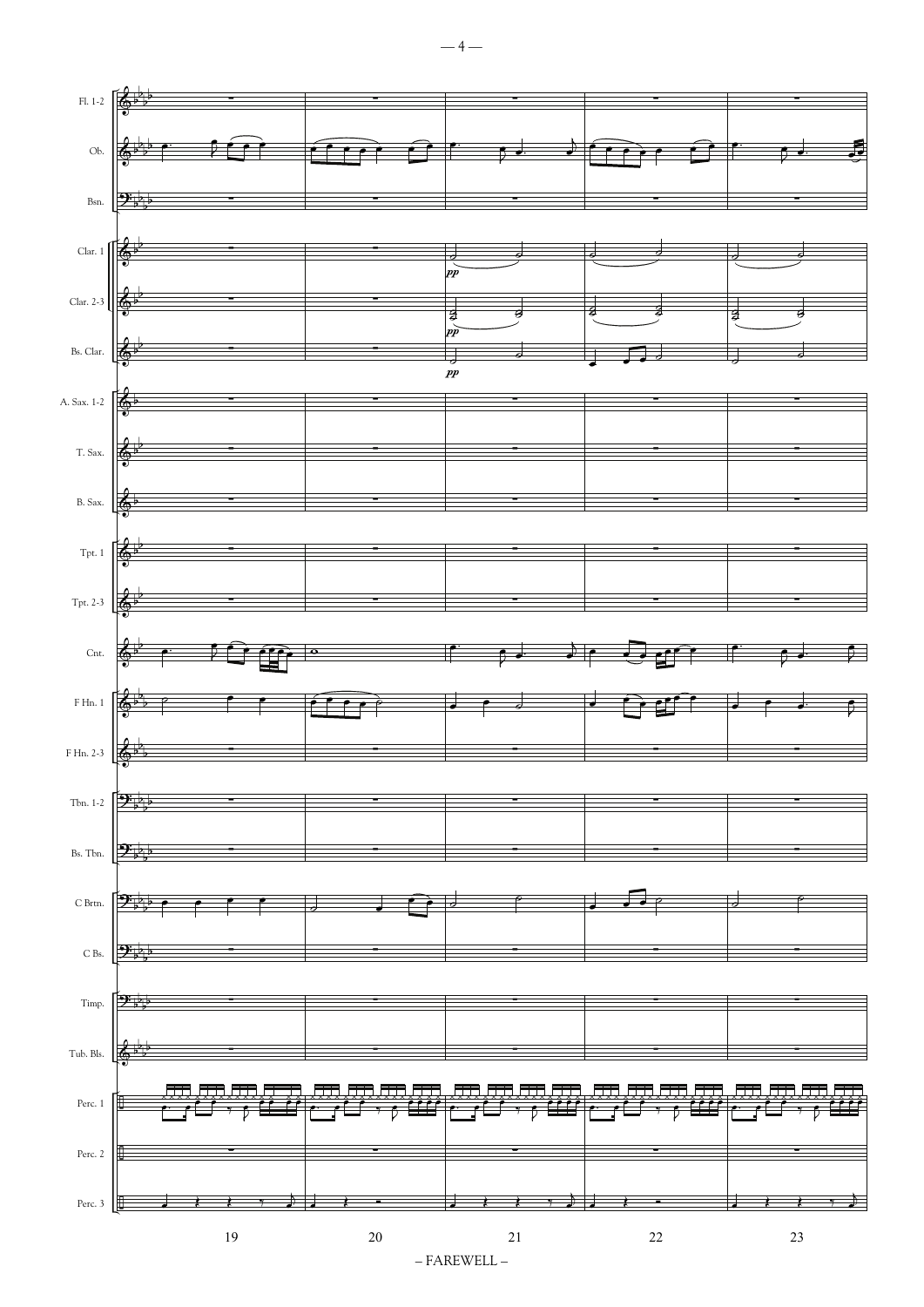Fl. 1-2

Ob.

Bsn.

Clar. 1

Clar. 2-3

Bs. Clar.

A. Sax. 1-2

T. Sax.

B. Sax.

Tpt. 1

Tpt. 2-3

Cnt.

F Hn. 1

F Hn. 2-3

Tbn. 1-2

Bs. Tbn.

C Brtn.

C Bs.

Timp.

Tub. Bls.

Perc. 1

Perc. 2

Perc. 3

*pp*

19 20 21 22 23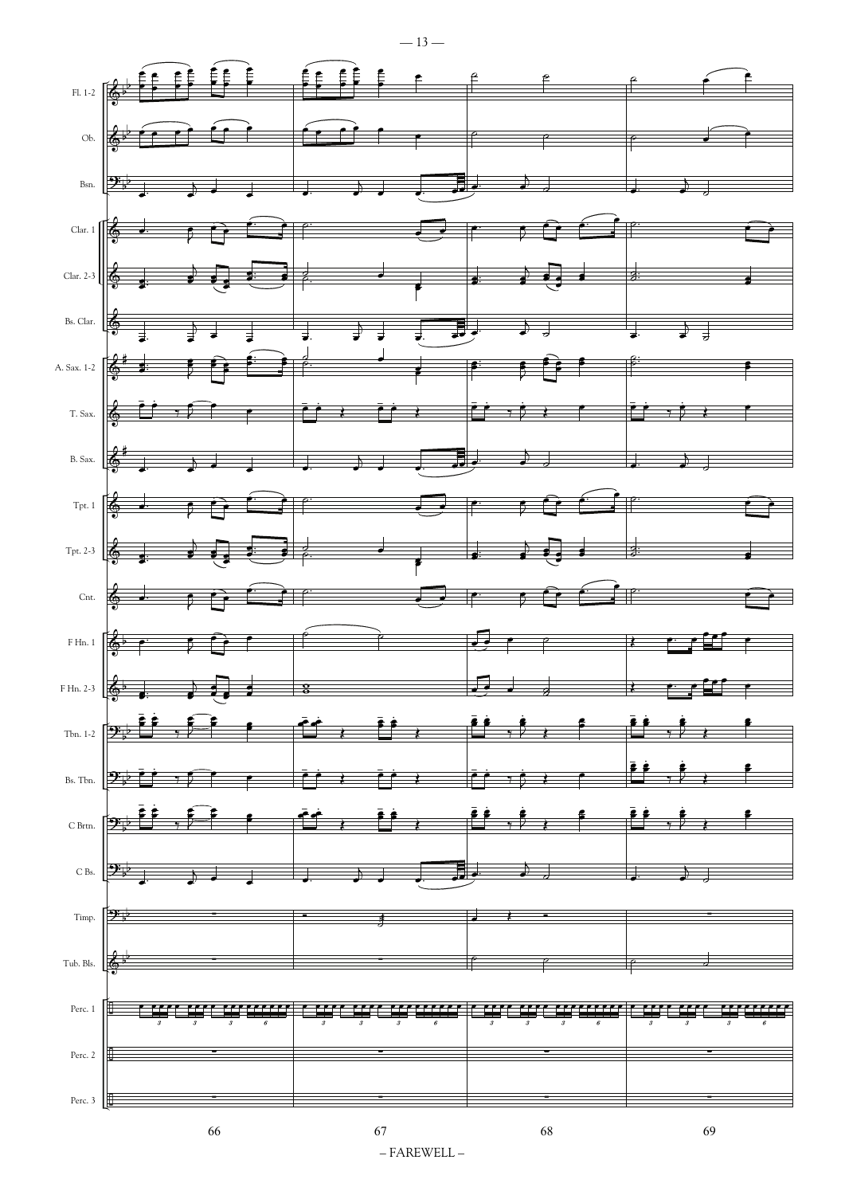Fl. 1-2

Ob.

Bsn.

Clar. 1

Clar. 2-3

Bs. Clar.

A. Sax. 1-2

T. Sax.

B. Sax.

Tpt. 1

Tpt. 2-3

Cnt.

F Hn. 1

F Hn. 2-3

Tbn. 1-2

Bs. Tbn.

C Brtn.

C Bs.

Timp.

Tub. Bls.

Perc. 1

Perc. 2

Perc. 3

66 67 68 69